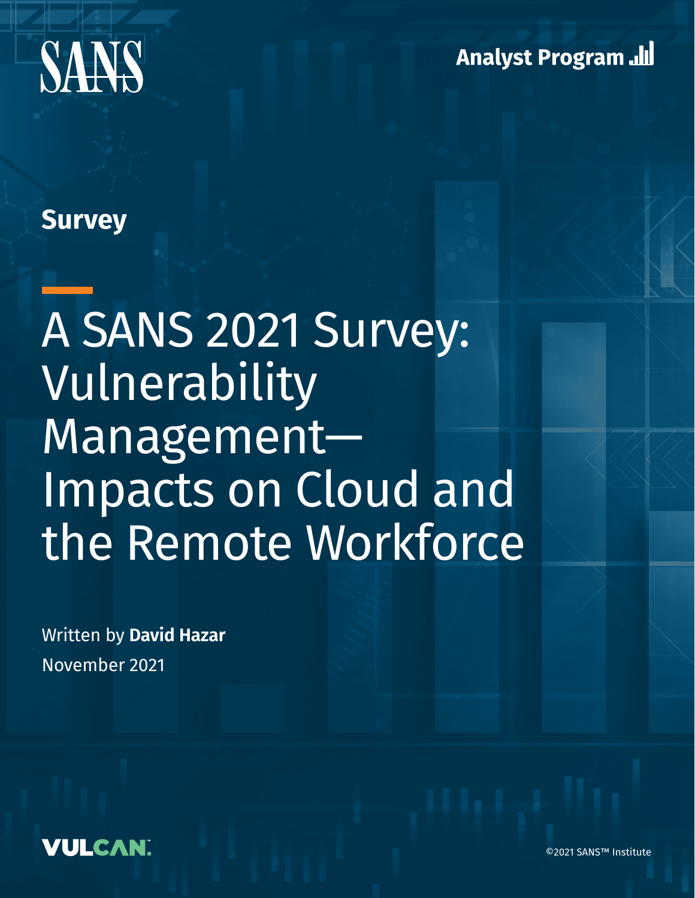SANS

Analyst Program

Survey

# A SANS 2021 Survey: Vulnerability Management—Impacts on Cloud and the Remote Workforce

Written by **David Hazar**

November 2021

VULCAN

©2021 SANS™ Institute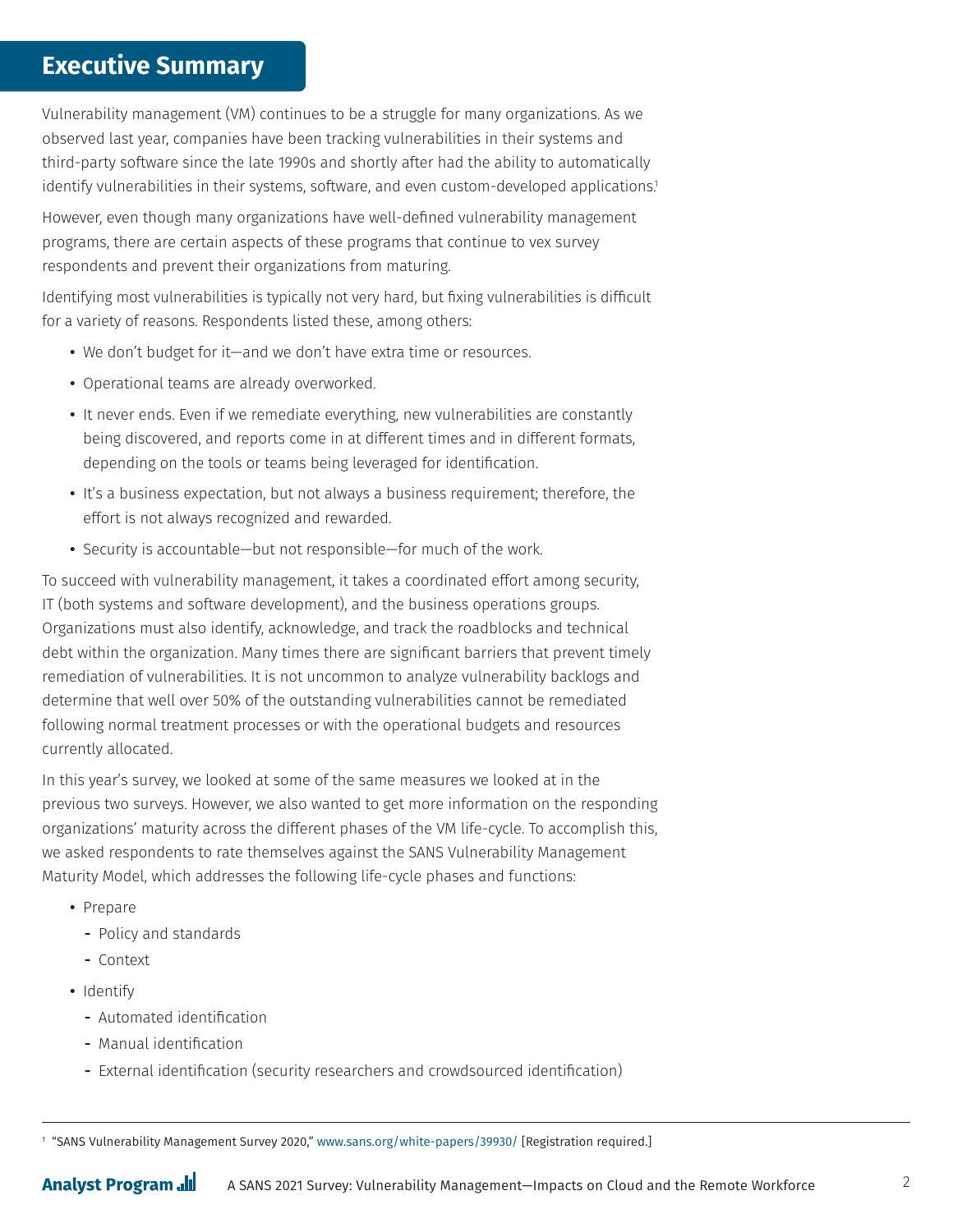# Executive Summary

Vulnerability management (VM) continues to be a struggle for many organizations. As we observed last year, companies have been tracking vulnerabilities in their systems and third-party software since the late 1990s and shortly after had the ability to automatically identify vulnerabilities in their systems, software, and even custom-developed applications.[1]

However, even though many organizations have well-defined vulnerability management programs, there are certain aspects of these programs that continue to vex survey respondents and prevent their organizations from maturing.

Identifying most vulnerabilities is typically not very hard, but fixing vulnerabilities is difficult for a variety of reasons. Respondents listed these, among others:

- We don't budget for it—and we don't have extra time or resources.
- Operational teams are already overworked.
- It never ends. Even if we remediate everything, new vulnerabilities are constantly being discovered, and reports come in at different times and in different formats, depending on the tools or teams being leveraged for identification.
- It's a business expectation, but not always a business requirement; therefore, the effort is not always recognized and rewarded.
- Security is accountable—but not responsible—for much of the work.

To succeed with vulnerability management, it takes a coordinated effort among security, IT (both systems and software development), and the business operations groups. Organizations must also identify, acknowledge, and track the roadblocks and technical debt within the organization. Many times there are significant barriers that prevent timely remediation of vulnerabilities. It is not uncommon to analyze vulnerability backlogs and determine that well over 50% of the outstanding vulnerabilities cannot be remediated following normal treatment processes or with the operational budgets and resources currently allocated.

In this year's survey, we looked at some of the same measures we looked at in the previous two surveys. However, we also wanted to get more information on the responding organizations' maturity across the different phases of the VM life-cycle. To accomplish this, we asked respondents to rate themselves against the SANS Vulnerability Management Maturity Model, which addresses the following life-cycle phases and functions:

- Prepare
  - Policy and standards
  - Context
- Identify
  - Automated identification
  - Manual identification
  - External identification (security researchers and crowdsourced identification)

[1] "SANS Vulnerability Management Survey 2020," www.sans.org/white-papers/39930/ [Registration required.]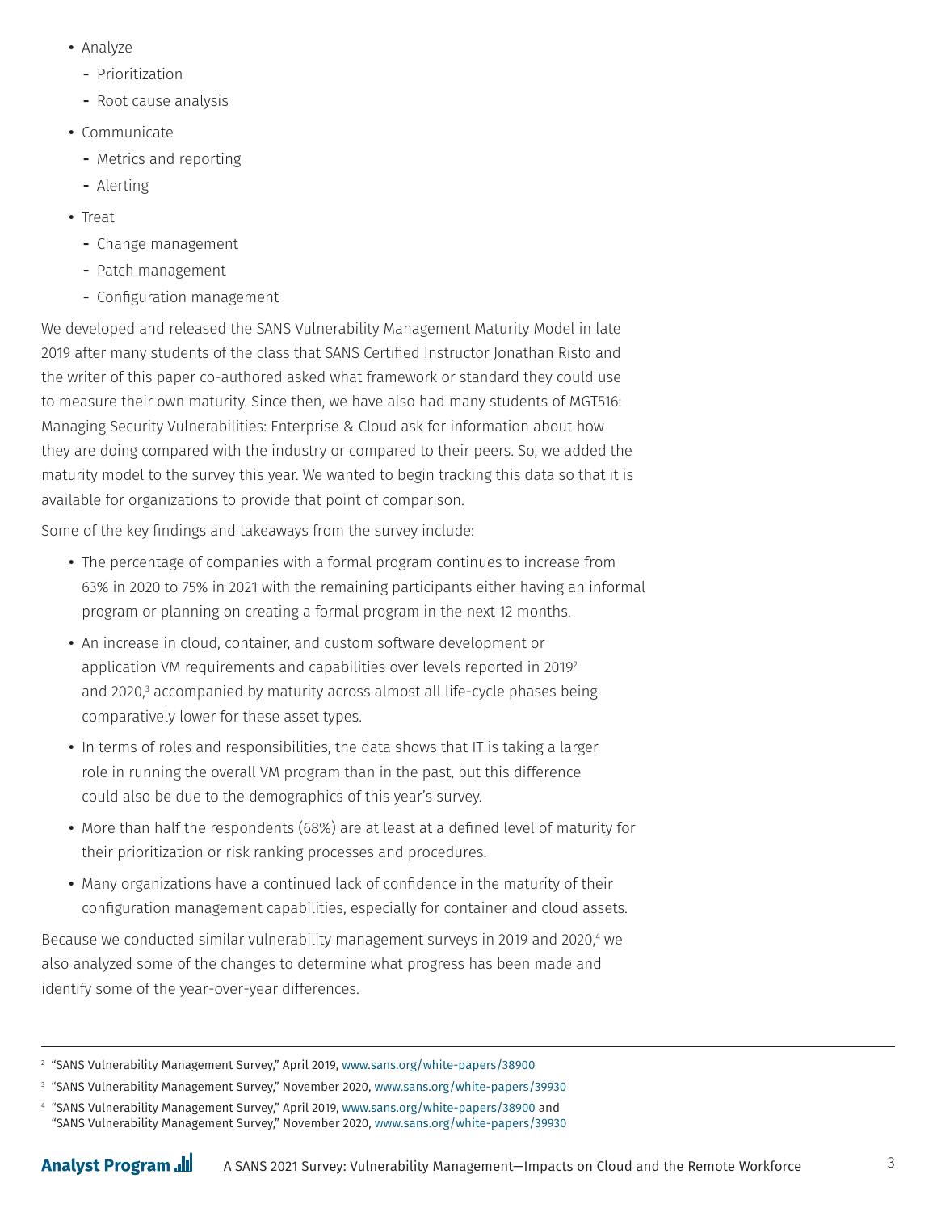- Analyze
  - Prioritization
  - Root cause analysis
- Communicate
  - Metrics and reporting
  - Alerting
- Treat
  - Change management
  - Patch management
  - Configuration management

We developed and released the SANS Vulnerability Management Maturity Model in late 2019 after many students of the class that SANS Certified Instructor Jonathan Risto and the writer of this paper co-authored asked what framework or standard they could use to measure their own maturity. Since then, we have also had many students of MGT516: Managing Security Vulnerabilities: Enterprise & Cloud ask for information about how they are doing compared with the industry or compared to their peers. So, we added the maturity model to the survey this year. We wanted to begin tracking this data so that it is available for organizations to provide that point of comparison.

Some of the key findings and takeaways from the survey include:

- The percentage of companies with a formal program continues to increase from 63% in 2020 to 75% in 2021 with the remaining participants either having an informal program or planning on creating a formal program in the next 12 months.
- An increase in cloud, container, and custom software development or application VM requirements and capabilities over levels reported in 2019[2] and 2020,[3] accompanied by maturity across almost all life-cycle phases being comparatively lower for these asset types.
- In terms of roles and responsibilities, the data shows that IT is taking a larger role in running the overall VM program than in the past, but this difference could also be due to the demographics of this year's survey.
- More than half the respondents (68%) are at least at a defined level of maturity for their prioritization or risk ranking processes and procedures.
- Many organizations have a continued lack of confidence in the maturity of their configuration management capabilities, especially for container and cloud assets.

Because we conducted similar vulnerability management surveys in 2019 and 2020,[4] we also analyzed some of the changes to determine what progress has been made and identify some of the year-over-year differences.

---

[2] "SANS Vulnerability Management Survey," April 2019, www.sans.org/white-papers/38900

[3] "SANS Vulnerability Management Survey," November 2020, www.sans.org/white-papers/39930

[4] "SANS Vulnerability Management Survey," April 2019, www.sans.org/white-papers/38900 and "SANS Vulnerability Management Survey," November 2020, www.sans.org/white-papers/39930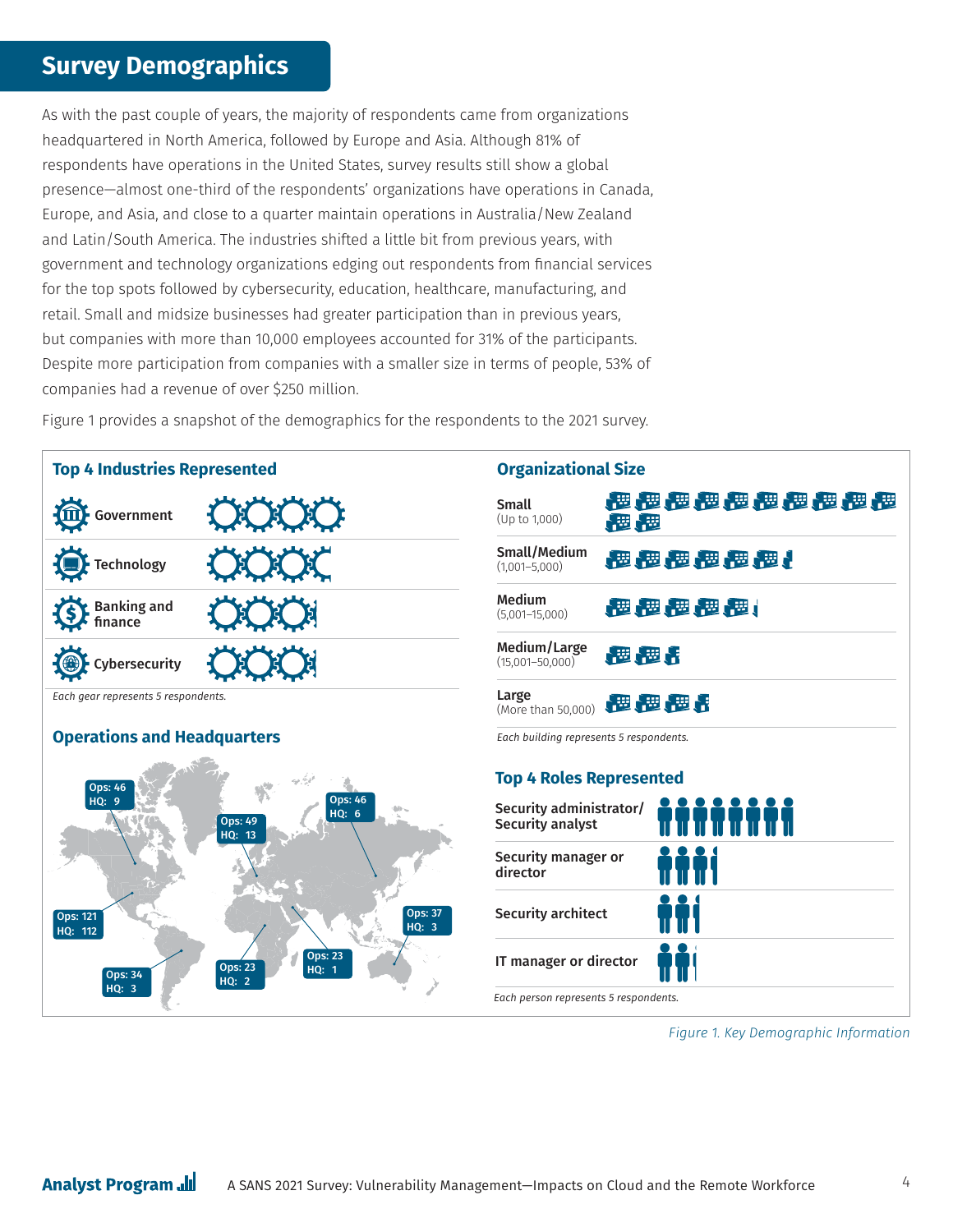## Survey Demographics

As with the past couple of years, the majority of respondents came from organizations headquartered in North America, followed by Europe and Asia. Although 81% of respondents have operations in the United States, survey results still show a global presence—almost one-third of the respondents' organizations have operations in Canada, Europe, and Asia, and close to a quarter maintain operations in Australia/New Zealand and Latin/South America. The industries shifted a little bit from previous years, with government and technology organizations edging out respondents from financial services for the top spots followed by cybersecurity, education, healthcare, manufacturing, and retail. Small and midsize businesses had greater participation than in previous years, but companies with more than 10,000 employees accounted for 31% of the participants. Despite more participation from companies with a smaller size in terms of people, 53% of companies had a revenue of over $250 million.

Figure 1 provides a snapshot of the demographics for the respondents to the 2021 survey.

### Top 4 Industries Represented

- Government
- Technology
- Banking and finance
- Cybersecurity

*Each gear represents 5 respondents.*

### Operations and Headquarters

- Ops: 46, HQ: 9
- Ops: 49, HQ: 13
- Ops: 46, HQ: 6
- Ops: 121, HQ: 112
- Ops: 37, HQ: 3
- Ops: 34, HQ: 3
- Ops: 23, HQ: 2
- Ops: 23, HQ: 1

### Organizational Size

- Small (Up to 1,000)
- Small/Medium (1,001–5,000)
- Medium (5,001–15,000)
- Medium/Large (15,001–50,000)
- Large (More than 50,000)

*Each building represents 5 respondents.*

### Top 4 Roles Represented

- Security administrator/Security analyst
- Security manager or director
- Security architect
- IT manager or director

*Each person represents 5 respondents.*

*Figure 1. Key Demographic Information*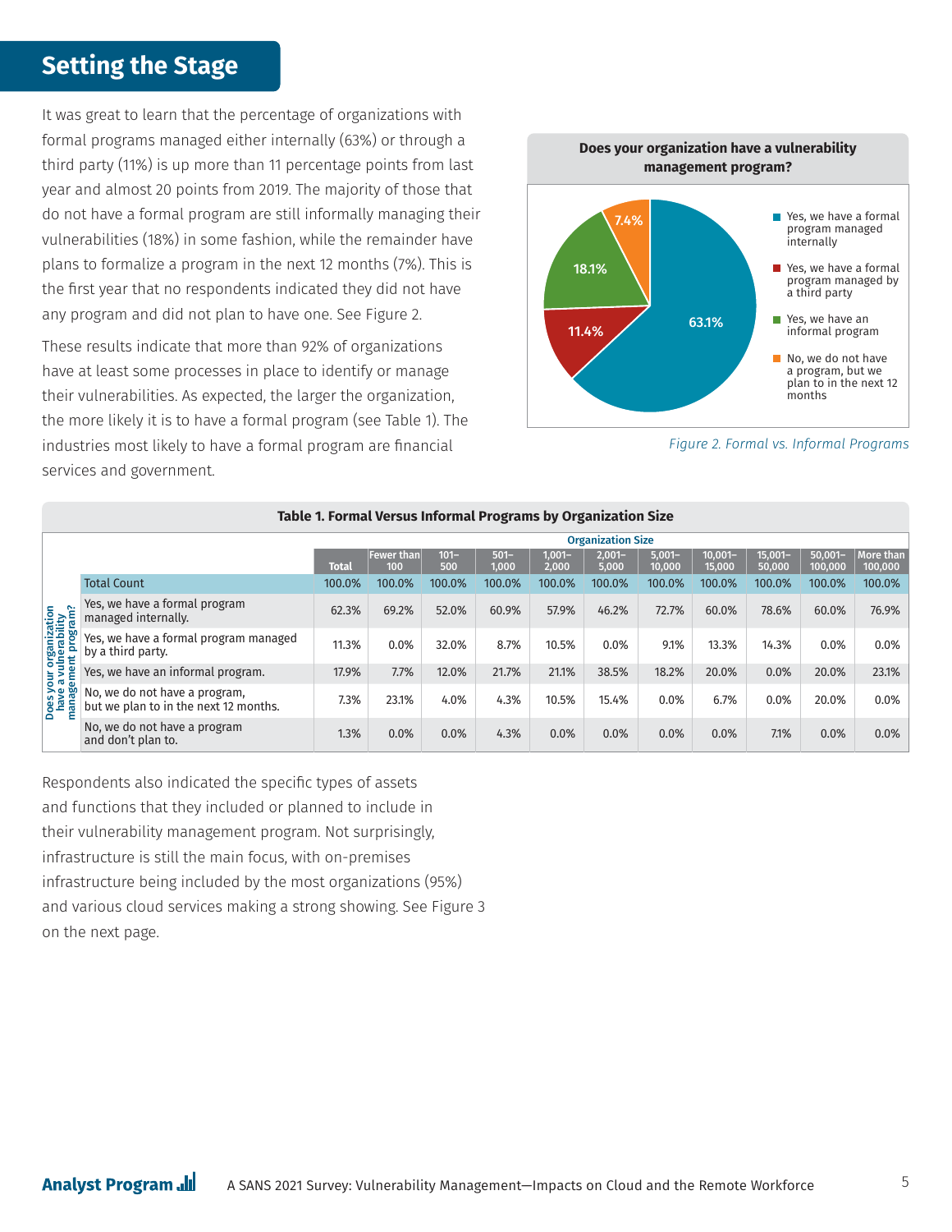## Setting the Stage

It was great to learn that the percentage of organizations with formal programs managed either internally (63%) or through a third party (11%) is up more than 11 percentage points from last year and almost 20 points from 2019. The majority of those that do not have a formal program are still informally managing their vulnerabilities (18%) in some fashion, while the remainder have plans to formalize a program in the next 12 months (7%). This is the first year that no respondents indicated they did not have any program and did not plan to have one. See Figure 2.

These results indicate that more than 92% of organizations have at least some processes in place to identify or manage their vulnerabilities. As expected, the larger the organization, the more likely it is to have a formal program (see Table 1). The industries most likely to have a formal program are financial services and government.

**Does your organization have a vulnerability management program?**

| Response | Percentage |
|---|---|
| Yes, we have a formal program managed internally | 63.1% |
| Yes, we have a formal program managed by a third party | 11.4% |
| Yes, we have an informal program | 18.1% |
| No, we do not have a program, but we plan to in the next 12 months | 7.4% |

*Figure 2. Formal vs. Informal Programs*

**Table 1. Formal Versus Informal Programs by Organization Size**

| Does your organization have a vulnerability management program? | Total | Fewer than 100 | 101–500 | 501–1,000 | 1,001–2,000 | 2,001–5,000 | 5,001–10,000 | 10,001–15,000 | 15,001–50,000 | 50,001–100,000 | More than 100,000 |
|---|---|---|---|---|---|---|---|---|---|---|---|
| Total Count | 100.0% | 100.0% | 100.0% | 100.0% | 100.0% | 100.0% | 100.0% | 100.0% | 100.0% | 100.0% | 100.0% |
| Yes, we have a formal program managed internally. | 62.3% | 69.2% | 52.0% | 60.9% | 57.9% | 46.2% | 72.7% | 60.0% | 78.6% | 60.0% | 76.9% |
| Yes, we have a formal program managed by a third party. | 11.3% | 0.0% | 32.0% | 8.7% | 10.5% | 0.0% | 9.1% | 13.3% | 14.3% | 0.0% | 0.0% |
| Yes, we have an informal program. | 17.9% | 7.7% | 12.0% | 21.7% | 21.1% | 38.5% | 18.2% | 20.0% | 0.0% | 20.0% | 23.1% |
| No, we do not have a program, but we plan to in the next 12 months. | 7.3% | 23.1% | 4.0% | 4.3% | 10.5% | 15.4% | 0.0% | 6.7% | 0.0% | 20.0% | 0.0% |
| No, we do not have a program and don't plan to. | 1.3% | 0.0% | 0.0% | 4.3% | 0.0% | 0.0% | 0.0% | 0.0% | 7.1% | 0.0% | 0.0% |

Respondents also indicated the specific types of assets and functions that they included or planned to include in their vulnerability management program. Not surprisingly, infrastructure is still the main focus, with on-premises infrastructure being included by the most organizations (95%) and various cloud services making a strong showing. See Figure 3 on the next page.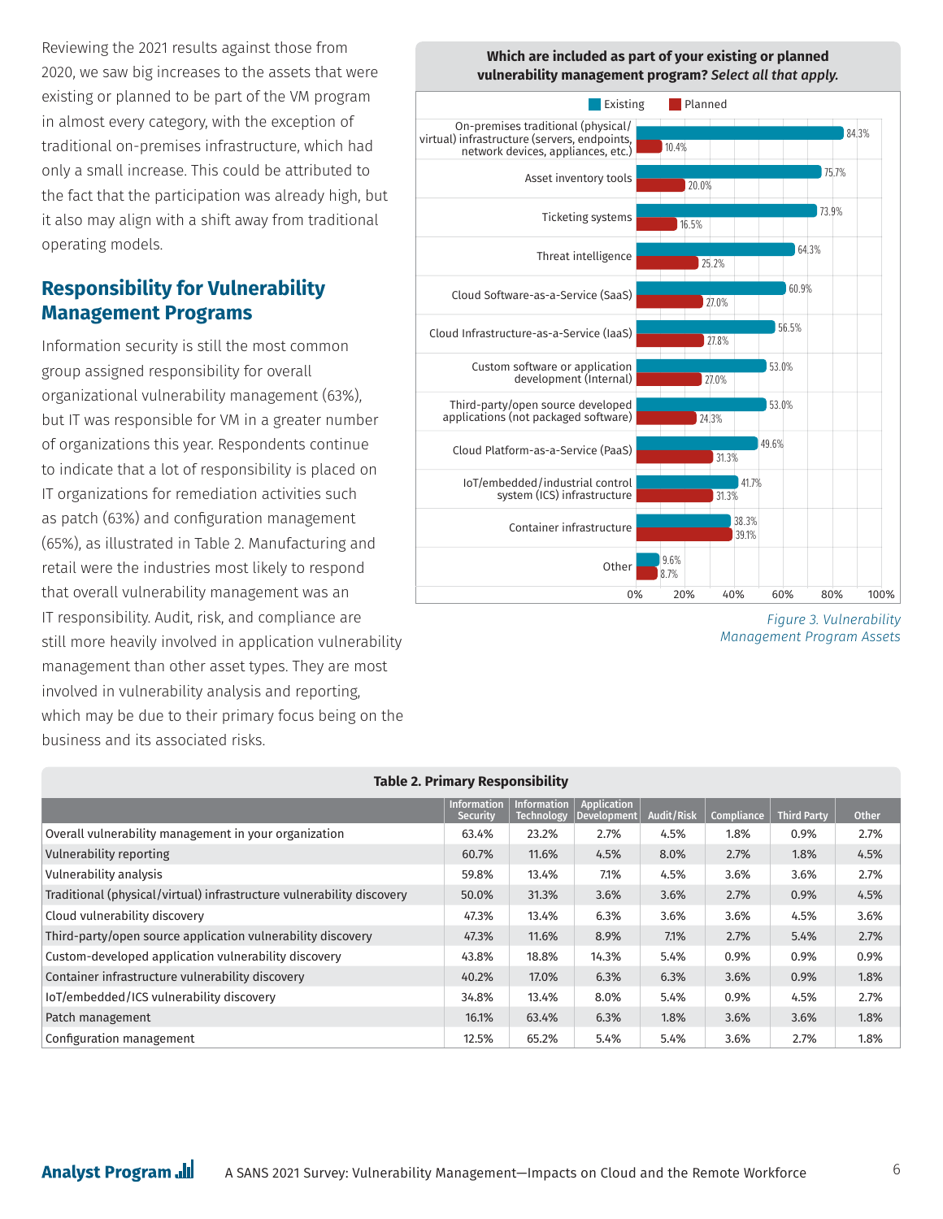Reviewing the 2021 results against those from 2020, we saw big increases to the assets that were existing or planned to be part of the VM program in almost every category, with the exception of traditional on-premises infrastructure, which had only a small increase. This could be attributed to the fact that the participation was already high, but it also may align with a shift away from traditional operating models.

**Which are included as part of your existing or planned vulnerability management program?** ***Select all that apply.***

| Asset | Existing | Planned |
|---|---|---|
| On-premises traditional (physical/virtual) infrastructure (servers, endpoints, network devices, appliances, etc.) | 84.3% | 10.4% |
| Asset inventory tools | 75.7% | 20.0% |
| Ticketing systems | 73.9% | 16.5% |
| Threat intelligence | 64.3% | 25.2% |
| Cloud Software-as-a-Service (SaaS) | 60.9% | 27.0% |
| Cloud Infrastructure-as-a-Service (IaaS) | 56.5% | 27.8% |
| Custom software or application development (Internal) | 53.0% | 27.0% |
| Third-party/open source developed applications (not packaged software) | 53.0% | 24.3% |
| Cloud Platform-as-a-Service (PaaS) | 49.6% | 31.3% |
| IoT/embedded/industrial control system (ICS) infrastructure | 41.7% | 31.3% |
| Container infrastructure | 38.3% | 39.1% |
| Other | 9.6% | 8.7% |

*Figure 3. Vulnerability Management Program Assets*

## Responsibility for Vulnerability Management Programs

Information security is still the most common group assigned responsibility for overall organizational vulnerability management (63%), but IT was responsible for VM in a greater number of organizations this year. Respondents continue to indicate that a lot of responsibility is placed on IT organizations for remediation activities such as patch (63%) and configuration management (65%), as illustrated in Table 2. Manufacturing and retail were the industries most likely to respond that overall vulnerability management was an IT responsibility. Audit, risk, and compliance are still more heavily involved in application vulnerability management than other asset types. They are most involved in vulnerability analysis and reporting, which may be due to their primary focus being on the business and its associated risks.

**Table 2. Primary Responsibility**

| | Information Security | Information Technology | Application Development | Audit/Risk | Compliance | Third Party | Other |
|---|---|---|---|---|---|---|---|
| Overall vulnerability management in your organization | 63.4% | 23.2% | 2.7% | 4.5% | 1.8% | 0.9% | 2.7% |
| Vulnerability reporting | 60.7% | 11.6% | 4.5% | 8.0% | 2.7% | 1.8% | 4.5% |
| Vulnerability analysis | 59.8% | 13.4% | 7.1% | 4.5% | 3.6% | 3.6% | 2.7% |
| Traditional (physical/virtual) infrastructure vulnerability discovery | 50.0% | 31.3% | 3.6% | 3.6% | 2.7% | 0.9% | 4.5% |
| Cloud vulnerability discovery | 47.3% | 13.4% | 6.3% | 3.6% | 3.6% | 4.5% | 3.6% |
| Third-party/open source application vulnerability discovery | 47.3% | 11.6% | 8.9% | 7.1% | 2.7% | 5.4% | 2.7% |
| Custom-developed application vulnerability discovery | 43.8% | 18.8% | 14.3% | 5.4% | 0.9% | 0.9% | 0.9% |
| Container infrastructure vulnerability discovery | 40.2% | 17.0% | 6.3% | 6.3% | 3.6% | 0.9% | 1.8% |
| IoT/embedded/ICS vulnerability discovery | 34.8% | 13.4% | 8.0% | 5.4% | 0.9% | 4.5% | 2.7% |
| Patch management | 16.1% | 63.4% | 6.3% | 1.8% | 3.6% | 3.6% | 1.8% |
| Configuration management | 12.5% | 65.2% | 5.4% | 5.4% | 3.6% | 2.7% | 1.8% |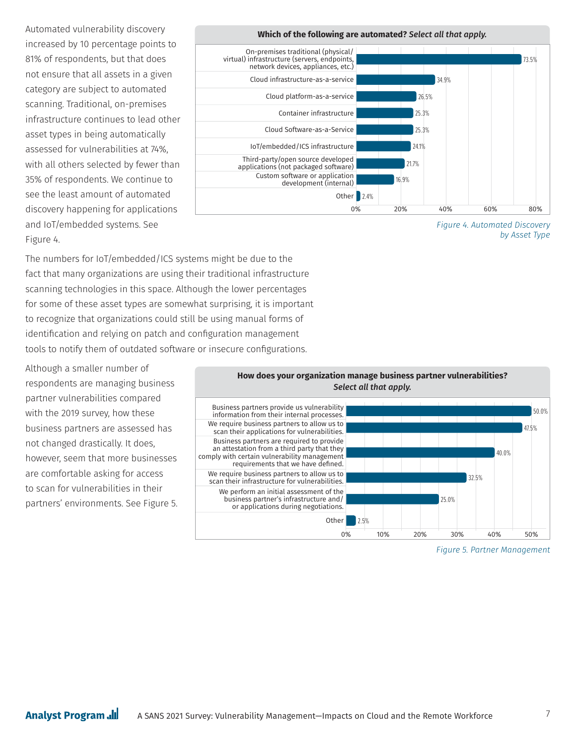Automated vulnerability discovery increased by 10 percentage points to 81% of respondents, but that does not ensure that all assets in a given category are subject to automated scanning. Traditional, on-premises infrastructure continues to lead other asset types in being automatically assessed for vulnerabilities at 74%, with all others selected by fewer than 35% of respondents. We continue to see the least amount of automated discovery happening for applications and IoT/embedded systems. See Figure 4.

**Which of the following are automated?** ***Select all that apply.***

| Asset Type | Percentage |
| --- | --- |
| On-premises traditional (physical/virtual) infrastructure (servers, endpoints, network devices, appliances, etc.) | 73.5% |
| Cloud infrastructure-as-a-service | 34.9% |
| Cloud platform-as-a-service | 26.5% |
| Container infrastructure | 25.3% |
| Cloud Software-as-a-Service | 25.3% |
| IoT/embedded/ICS infrastructure | 24.1% |
| Third-party/open source developed applications (not packaged software) | 21.7% |
| Custom software or application development (internal) | 16.9% |
| Other | 2.4% |

*Figure 4. Automated Discovery by Asset Type*

The numbers for IoT/embedded/ICS systems might be due to the fact that many organizations are using their traditional infrastructure scanning technologies in this space. Although the lower percentages for some of these asset types are somewhat surprising, it is important to recognize that organizations could still be using manual forms of identification and relying on patch and configuration management tools to notify them of outdated software or insecure configurations.

Although a smaller number of respondents are managing business partner vulnerabilities compared with the 2019 survey, how these business partners are assessed has not changed drastically. It does, however, seem that more businesses are comfortable asking for access to scan for vulnerabilities in their partners' environments. See Figure 5.

**How does your organization manage business partner vulnerabilities?** ***Select all that apply.***

| Approach | Percentage |
| --- | --- |
| Business partners provide us vulnerability information from their internal processes. | 50.0% |
| We require business partners to allow us to scan their applications for vulnerabilities. | 47.5% |
| Business partners are required to provide an attestation from a third party that they comply with certain vulnerability management requirements that we have defined. | 40.0% |
| We require business partners to allow us to scan their infrastructure for vulnerabilities. | 32.5% |
| We perform an initial assessment of the business partner's infrastructure and/or applications during negotiations. | 25.0% |
| Other | 2.5% |

*Figure 5. Partner Management*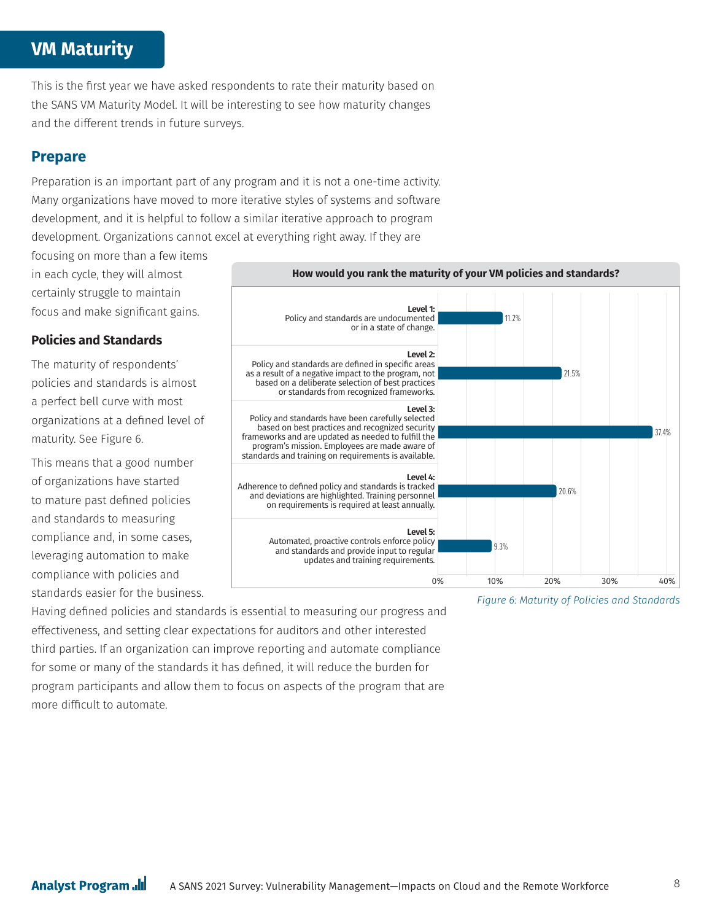# VM Maturity

This is the first year we have asked respondents to rate their maturity based on the SANS VM Maturity Model. It will be interesting to see how maturity changes and the different trends in future surveys.

## Prepare

Preparation is an important part of any program and it is not a one-time activity. Many organizations have moved to more iterative styles of systems and software development, and it is helpful to follow a similar iterative approach to program development. Organizations cannot excel at everything right away. If they are focusing on more than a few items in each cycle, they will almost certainly struggle to maintain focus and make significant gains.

### Policies and Standards

The maturity of respondents' policies and standards is almost a perfect bell curve with most organizations at a defined level of maturity. See Figure 6.

This means that a good number of organizations have started to mature past defined policies and standards to measuring compliance and, in some cases, leveraging automation to make compliance with policies and standards easier for the business.

**How would you rank the maturity of your VM policies and standards?**

| Level | Percentage |
| --- | --- |
| **Level 1:** Policy and standards are undocumented or in a state of change. | 11.2% |
| **Level 2:** Policy and standards are defined in specific areas as a result of a negative impact to the program, not based on a deliberate selection of best practices or standards from recognized frameworks. | 21.5% |
| **Level 3:** Policy and standards have been carefully selected based on best practices and recognized security frameworks and are updated as needed to fulfill the program's mission. Employees are made aware of standards and training on requirements is available. | 37.4% |
| **Level 4:** Adherence to defined policy and standards is tracked and deviations are highlighted. Training personnel on requirements is required at least annually. | 20.6% |
| **Level 5:** Automated, proactive controls enforce policy and standards and provide input to regular updates and training requirements. | 9.3% |

*Figure 6: Maturity of Policies and Standards*

Having defined policies and standards is essential to measuring our progress and effectiveness, and setting clear expectations for auditors and other interested third parties. If an organization can improve reporting and automate compliance for some or many of the standards it has defined, it will reduce the burden for program participants and allow them to focus on aspects of the program that are more difficult to automate.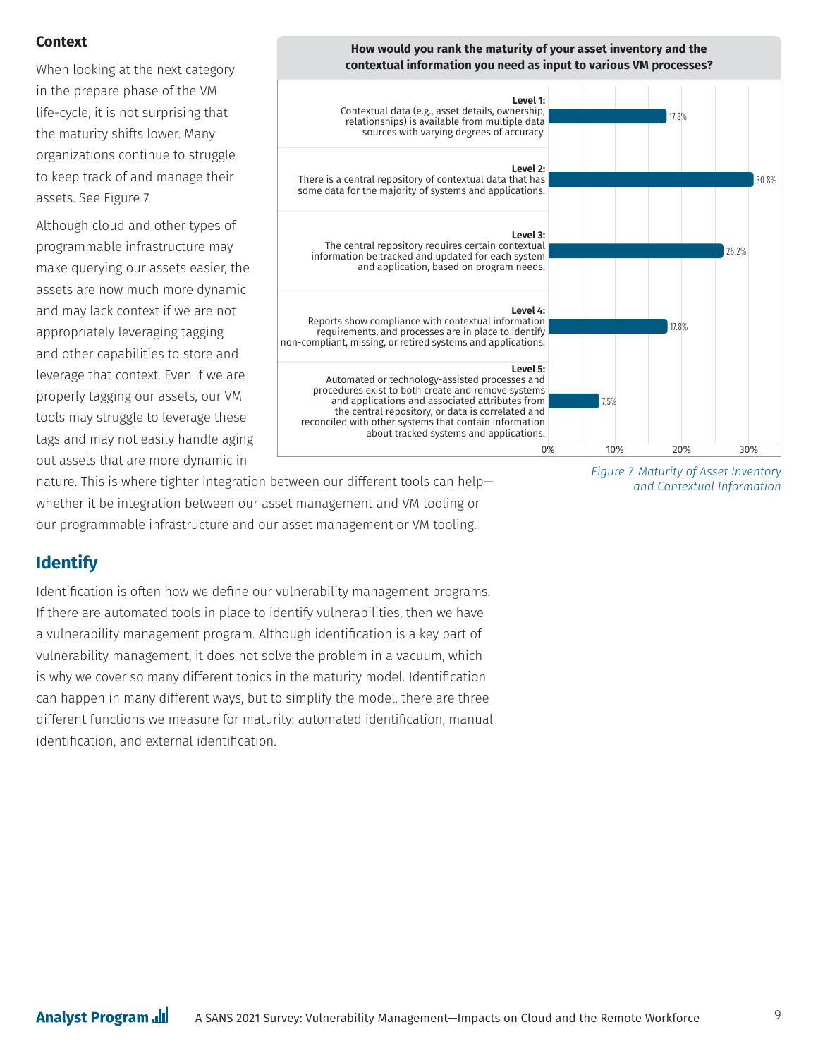### Context

When looking at the next category in the prepare phase of the VM life-cycle, it is not surprising that the maturity shifts lower. Many organizations continue to struggle to keep track of and manage their assets. See Figure 7.

Although cloud and other types of programmable infrastructure may make querying our assets easier, the assets are now much more dynamic and may lack context if we are not appropriately leveraging tagging and other capabilities to store and leverage that context. Even if we are properly tagging our assets, our VM tools may struggle to leverage these tags and may not easily handle aging out assets that are more dynamic in nature. This is where tighter integration between our different tools can help—whether it be integration between our asset management and VM tooling or our programmable infrastructure and our asset management or VM tooling.

**How would you rank the maturity of your asset inventory and the contextual information you need as input to various VM processes?**

| Level | Description | Percentage |
|---|---|---|
| Level 1 | Contextual data (e.g., asset details, ownership, relationships) is available from multiple data sources with varying degrees of accuracy. | 17.8% |
| Level 2 | There is a central repository of contextual data that has some data for the majority of systems and applications. | 30.8% |
| Level 3 | The central repository requires certain contextual information be tracked and updated for each system and application, based on program needs. | 26.2% |
| Level 4 | Reports show compliance with contextual information requirements, and processes are in place to identify non-compliant, missing, or retired systems and applications. | 17.8% |
| Level 5 | Automated or technology-assisted processes and procedures exist to both create and remove systems and applications and associated attributes from the central repository, or data is correlated and reconciled with other systems that contain information about tracked systems and applications. | 7.5% |

*Figure 7. Maturity of Asset Inventory and Contextual Information*

## Identify

Identification is often how we define our vulnerability management programs. If there are automated tools in place to identify vulnerabilities, then we have a vulnerability management program. Although identification is a key part of vulnerability management, it does not solve the problem in a vacuum, which is why we cover so many different topics in the maturity model. Identification can happen in many different ways, but to simplify the model, there are three different functions we measure for maturity: automated identification, manual identification, and external identification.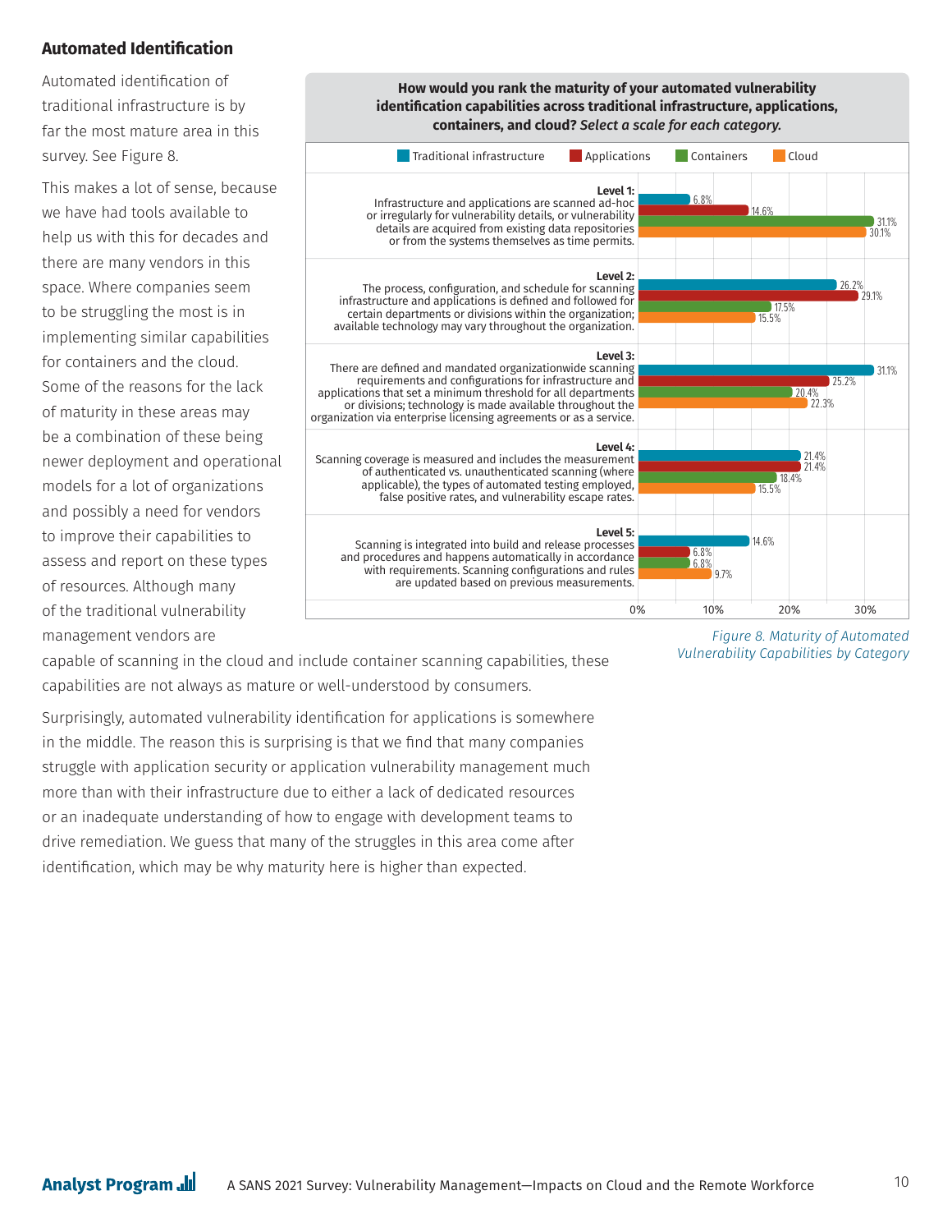## Automated Identification

Automated identification of traditional infrastructure is by far the most mature area in this survey. See Figure 8.

This makes a lot of sense, because we have had tools available to help us with this for decades and there are many vendors in this space. Where companies seem to be struggling the most is in implementing similar capabilities for containers and the cloud. Some of the reasons for the lack of maturity in these areas may be a combination of these being newer deployment and operational models for a lot of organizations and possibly a need for vendors to improve their capabilities to assess and report on these types of resources. Although many of the traditional vulnerability management vendors are capable of scanning in the cloud and include container scanning capabilities, these capabilities are not always as mature or well-understood by consumers.

**How would you rank the maturity of your automated vulnerability identification capabilities across traditional infrastructure, applications, containers, and cloud?** *Select a scale for each category.*

| Level | Traditional infrastructure | Applications | Containers | Cloud |
|---|---|---|---|---|
| **Level 1:** Infrastructure and applications are scanned ad-hoc or irregularly for vulnerability details, or vulnerability details are acquired from existing data repositories or from the systems themselves as time permits. | 6.8% | 14.6% | 31.1% | 30.1% |
| **Level 2:** The process, configuration, and schedule for scanning infrastructure and applications is defined and followed for certain departments or divisions within the organization; available technology may vary throughout the organization. | 26.2% | 29.1% | 17.5% | 15.5% |
| **Level 3:** There are defined and mandated organizationwide scanning requirements and configurations for infrastructure and applications that set a minimum threshold for all departments or divisions; technology is made available throughout the organization via enterprise licensing agreements or as a service. | 31.1% | 25.2% | 20.4% | 22.3% |
| **Level 4:** Scanning coverage is measured and includes the measurement of authenticated vs. unauthenticated scanning (where applicable), the types of automated testing employed, false positive rates, and vulnerability escape rates. | 21.4% | 21.4% | 18.4% | 15.5% |
| **Level 5:** Scanning is integrated into build and release processes and procedures and happens automatically in accordance with requirements. Scanning configurations and rules are updated based on previous measurements. | 14.6% | 6.8% | 6.8% | 9.7% |

*Figure 8. Maturity of Automated Vulnerability Capabilities by Category*

Surprisingly, automated vulnerability identification for applications is somewhere in the middle. The reason this is surprising is that we find that many companies struggle with application security or application vulnerability management much more than with their infrastructure due to either a lack of dedicated resources or an inadequate understanding of how to engage with development teams to drive remediation. We guess that many of the struggles in this area come after identification, which may be why maturity here is higher than expected.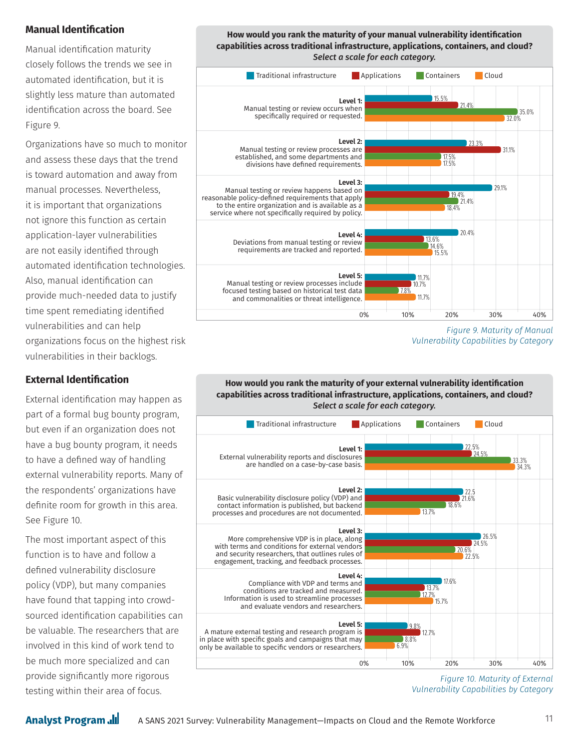## Manual Identification

Manual identification maturity closely follows the trends we see in automated identification, but it is slightly less mature than automated identification across the board. See Figure 9.

Organizations have so much to monitor and assess these days that the trend is toward automation and away from manual processes. Nevertheless, it is important that organizations not ignore this function as certain application-layer vulnerabilities are not easily identified through automated identification technologies. Also, manual identification can provide much-needed data to justify time spent remediating identified vulnerabilities and can help organizations focus on the highest risk vulnerabilities in their backlogs.

**How would you rank the maturity of your manual vulnerability identification capabilities across traditional infrastructure, applications, containers, and cloud?**
*Select a scale for each category.*

| Level | Traditional infrastructure | Applications | Containers | Cloud |
|---|---|---|---|---|
| **Level 1:** Manual testing or review occurs when specifically required or requested. | 15.5% | 21.4% | 35.0% | 32.0% |
| **Level 2:** Manual testing or review processes are established, and some departments and divisions have defined requirements. | 23.3% | 31.1% | 17.5% | 17.5% |
| **Level 3:** Manual testing or review happens based on reasonable policy-defined requirements that apply to the entire organization and is available as a service where not specifically required by policy. | 29.1% | 19.4% | 21.4% | 18.4% |
| **Level 4:** Deviations from manual testing or review requirements are tracked and reported. | 20.4% | 13.6% | 14.6% | 15.5% |
| **Level 5:** Manual testing or review processes include focused testing based on historical test data and commonalities or threat intelligence. | 11.7% | 10.7% | 7.8% | 11.7% |

*Figure 9. Maturity of Manual Vulnerability Capabilities by Category*

## External Identification

External identification may happen as part of a formal bug bounty program, but even if an organization does not have a bug bounty program, it needs to have a defined way of handling external vulnerability reports. Many of the respondents' organizations have definite room for growth in this area. See Figure 10.

The most important aspect of this function is to have and follow a defined vulnerability disclosure policy (VDP), but many companies have found that tapping into crowd-sourced identification capabilities can be valuable. The researchers that are involved in this kind of work tend to be much more specialized and can provide significantly more rigorous testing within their area of focus.

**How would you rank the maturity of your external vulnerability identification capabilities across traditional infrastructure, applications, containers, and cloud?**
*Select a scale for each category.*

| Level | Traditional infrastructure | Applications | Containers | Cloud |
|---|---|---|---|---|
| **Level 1:** External vulnerability reports and disclosures are handled on a case-by-case basis. | 22.5% | 24.5% | 33.3% | 34.3% |
| **Level 2:** Basic vulnerability disclosure policy (VDP) and contact information is published, but backend processes and procedures are not documented. | 22.5 | 21.6% | 18.6% | 13.7% |
| **Level 3:** More comprehensive VDP is in place, along with terms and conditions for external vendors and security researchers, that outlines rules of engagement, tracking, and feedback processes. | 26.5% | 24.5% | 20.6% | 22.5% |
| **Level 4:** Compliance with VDP and terms and conditions are tracked and measured. Information is used to streamline processes and evaluate vendors and researchers. | 17.6% | 13.7% | 12.7% | 15.7% |
| **Level 5:** A mature external testing and research program is in place with specific goals and campaigns that may only be available to specific vendors or researchers. | 9.8% | 12.7% | 8.8% | 6.9% |

*Figure 10. Maturity of External Vulnerability Capabilities by Category*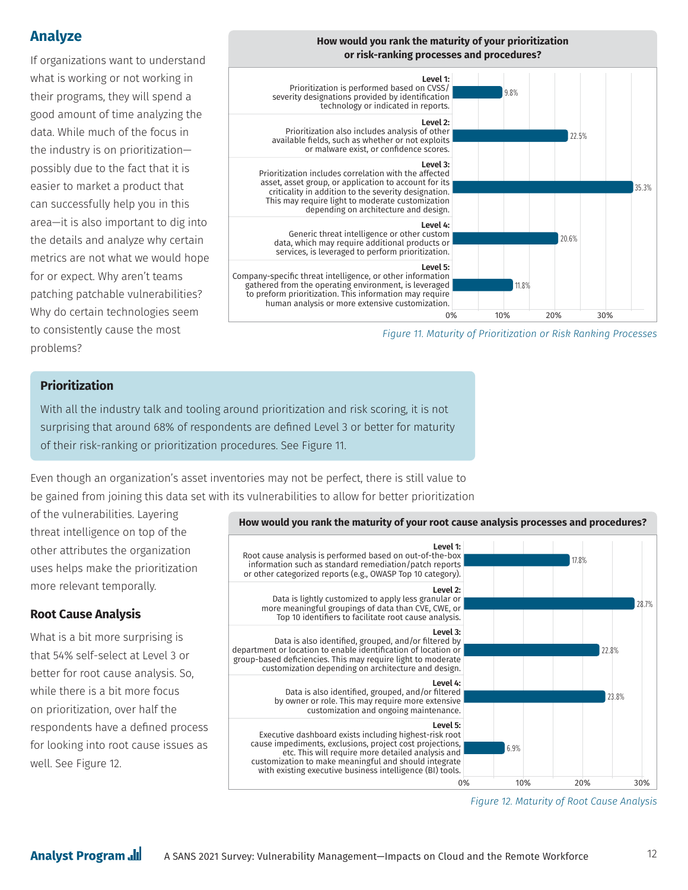## Analyze

If organizations want to understand what is working or not working in their programs, they will spend a good amount of time analyzing the data. While much of the focus in the industry is on prioritization—possibly due to the fact that it is easier to market a product that can successfully help you in this area—it is also important to dig into the details and analyze why certain metrics are not what we would hope for or expect. Why aren't teams patching patchable vulnerabilities? Why do certain technologies seem to consistently cause the most problems?

**How would you rank the maturity of your prioritization or risk-ranking processes and procedures?**

| Maturity Level | Percentage |
|---|---|
| **Level 1:** Prioritization is performed based on CVSS/severity designations provided by identification technology or indicated in reports. | 9.8% |
| **Level 2:** Prioritization also includes analysis of other available fields, such as whether or not exploits or malware exist, or confidence scores. | 22.5% |
| **Level 3:** Prioritization includes correlation with the affected asset, asset group, or application to account for its criticality in addition to the severity designation. This may require light to moderate customization depending on architecture and design. | 35.3% |
| **Level 4:** Generic threat intelligence or other custom data, which may require additional products or services, is leveraged to perform prioritization. | 20.6% |
| **Level 5:** Company-specific threat intelligence, or other information gathered from the operating environment, is leveraged to preform prioritization. This information may require human analysis or more extensive customization. | 11.8% |

*Figure 11. Maturity of Prioritization or Risk Ranking Processes*

### Prioritization

With all the industry talk and tooling around prioritization and risk scoring, it is not surprising that around 68% of respondents are defined Level 3 or better for maturity of their risk-ranking or prioritization procedures. See Figure 11.

Even though an organization's asset inventories may not be perfect, there is still value to be gained from joining this data set with its vulnerabilities to allow for better prioritization of the vulnerabilities. Layering threat intelligence on top of the other attributes the organization uses helps make the prioritization more relevant temporally.

### Root Cause Analysis

What is a bit more surprising is that 54% self-select at Level 3 or better for root cause analysis. So, while there is a bit more focus on prioritization, over half the respondents have a defined process for looking into root cause issues as well. See Figure 12.

**How would you rank the maturity of your root cause analysis processes and procedures?**

| Maturity Level | Percentage |
|---|---|
| **Level 1:** Root cause analysis is performed based on out-of-the-box information such as standard remediation/patch reports or other categorized reports (e.g., OWASP Top 10 category). | 17.8% |
| **Level 2:** Data is lightly customized to apply less granular or more meaningful groupings of data than CVE, CWE, or Top 10 identifiers to facilitate root cause analysis. | 28.7% |
| **Level 3:** Data is also identified, grouped, and/or filtered by department or location to enable identification of location or group-based deficiencies. This may require light to moderate customization depending on architecture and design. | 22.8% |
| **Level 4:** Data is also identified, grouped, and/or filtered by owner or role. This may require more extensive customization and ongoing maintenance. | 23.8% |
| **Level 5:** Executive dashboard exists including highest-risk root cause impediments, exclusions, project cost projections, etc. This will require more detailed analysis and customization to make meaningful and should integrate with existing executive business intelligence (BI) tools. | 6.9% |

*Figure 12. Maturity of Root Cause Analysis*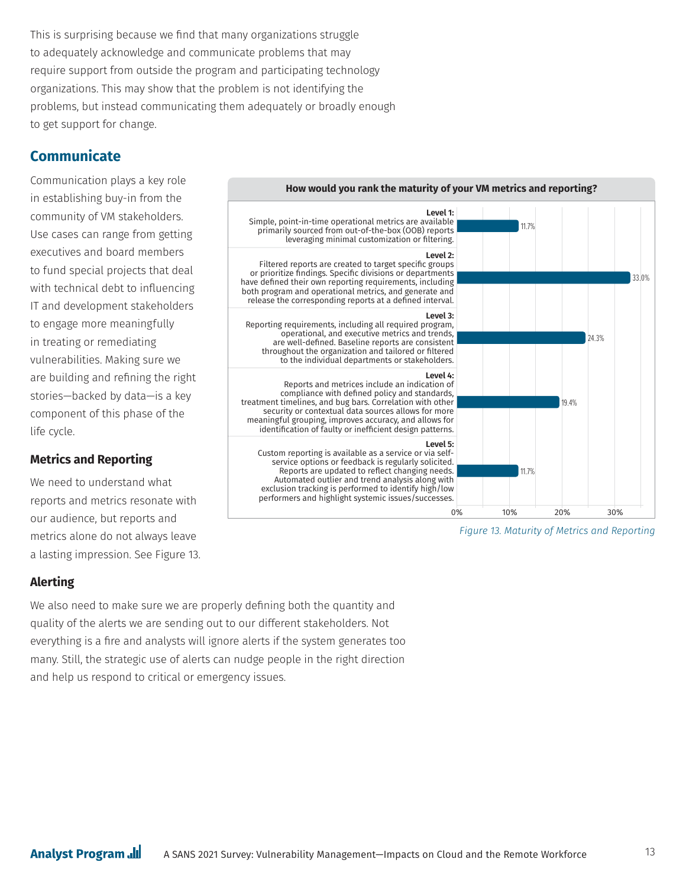This is surprising because we find that many organizations struggle to adequately acknowledge and communicate problems that may require support from outside the program and participating technology organizations. This may show that the problem is not identifying the problems, but instead communicating them adequately or broadly enough to get support for change.

## Communicate

Communication plays a key role in establishing buy-in from the community of VM stakeholders. Use cases can range from getting executives and board members to fund special projects that deal with technical debt to influencing IT and development stakeholders to engage more meaningfully in treating or remediating vulnerabilities. Making sure we are building and refining the right stories—backed by data—is a key component of this phase of the life cycle.

### Metrics and Reporting

We need to understand what reports and metrics resonate with our audience, but reports and metrics alone do not always leave a lasting impression. See Figure 13.

**How would you rank the maturity of your VM metrics and reporting?**

| Level | Description | Percentage |
|---|---|---|
| Level 1 | Simple, point-in-time operational metrics are available primarily sourced from out-of-the-box (OOB) reports leveraging minimal customization or filtering. | 11.7% |
| Level 2 | Filtered reports are created to target specific groups or prioritize findings. Specific divisions or departments have defined their own reporting requirements, including both program and operational metrics, and generate and release the corresponding reports at a defined interval. | 33.0% |
| Level 3 | Reporting requirements, including all required program, operational, and executive metrics and trends, are well-defined. Baseline reports are consistent throughout the organization and tailored or filtered to the individual departments or stakeholders. | 24.3% |
| Level 4 | Reports and metrices include an indication of compliance with defined policy and standards, treatment timelines, and bug bars. Correlation with other security or contextual data sources allows for more meaningful grouping, improves accuracy, and allows for identification of faulty or inefficient design patterns. | 19.4% |
| Level 5 | Custom reporting is available as a service or via self-service options or feedback is regularly solicited. Reports are updated to reflect changing needs. Automated outlier and trend analysis along with exclusion tracking is performed to identify high/low performers and highlight systemic issues/successes. | 11.7% |

*Figure 13. Maturity of Metrics and Reporting*

### Alerting

We also need to make sure we are properly defining both the quantity and quality of the alerts we are sending out to our different stakeholders. Not everything is a fire and analysts will ignore alerts if the system generates too many. Still, the strategic use of alerts can nudge people in the right direction and help us respond to critical or emergency issues.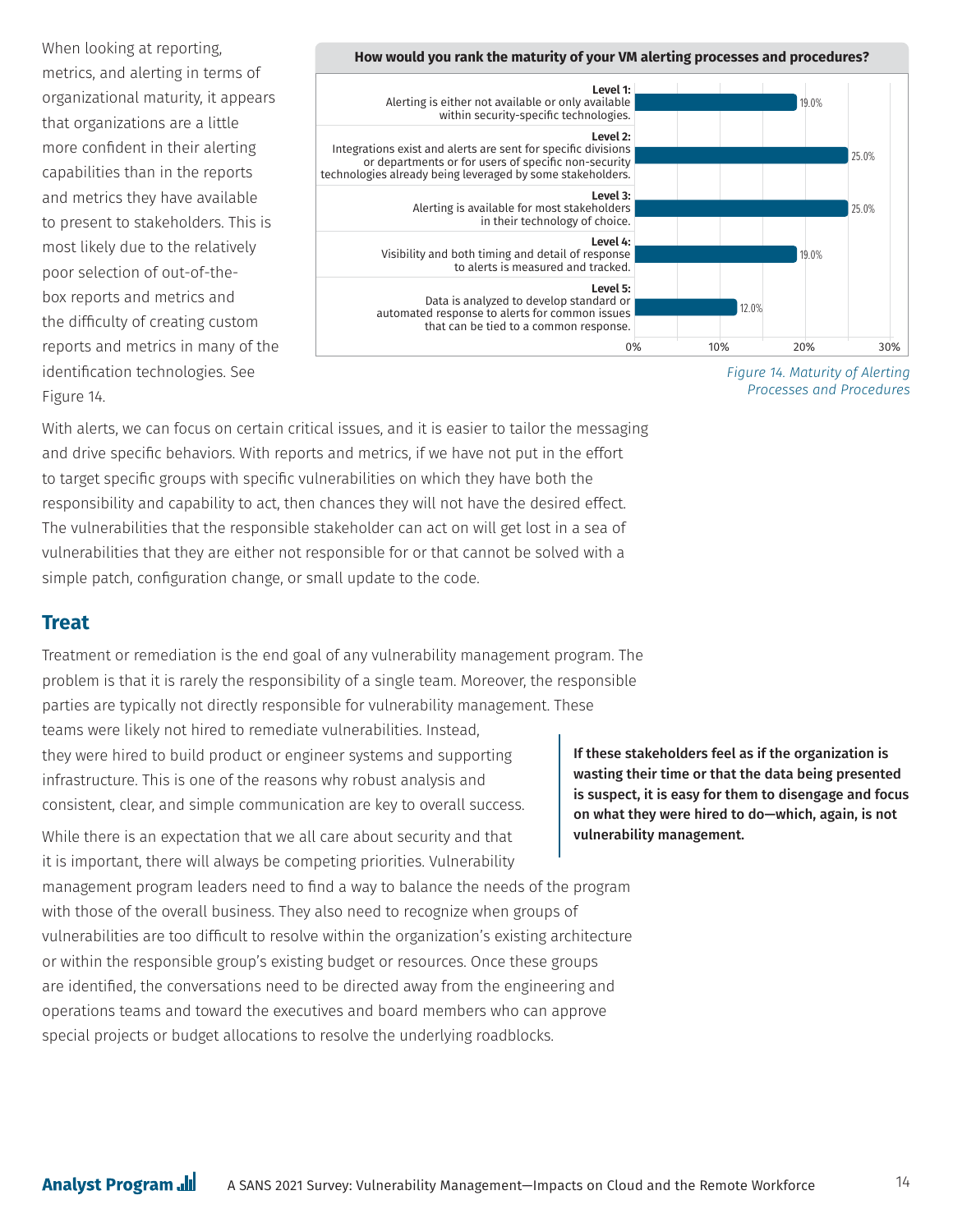When looking at reporting, metrics, and alerting in terms of organizational maturity, it appears that organizations are a little more confident in their alerting capabilities than in the reports and metrics they have available to present to stakeholders. This is most likely due to the relatively poor selection of out-of-the-box reports and metrics and the difficulty of creating custom reports and metrics in many of the identification technologies. See Figure 14.

**How would you rank the maturity of your VM alerting processes and procedures?**

| Level | Percentage |
|---|---|
| **Level 1:** Alerting is either not available or only available within security-specific technologies. | 19.0% |
| **Level 2:** Integrations exist and alerts are sent for specific divisions or departments or for users of specific non-security technologies already being leveraged by some stakeholders. | 25.0% |
| **Level 3:** Alerting is available for most stakeholders in their technology of choice. | 25.0% |
| **Level 4:** Visibility and both timing and detail of response to alerts is measured and tracked. | 19.0% |
| **Level 5:** Data is analyzed to develop standard or automated response to alerts for common issues that can be tied to a common response. | 12.0% |

*Figure 14. Maturity of Alerting Processes and Procedures*

With alerts, we can focus on certain critical issues, and it is easier to tailor the messaging and drive specific behaviors. With reports and metrics, if we have not put in the effort to target specific groups with specific vulnerabilities on which they have both the responsibility and capability to act, then chances they will not have the desired effect. The vulnerabilities that the responsible stakeholder can act on will get lost in a sea of vulnerabilities that they are either not responsible for or that cannot be solved with a simple patch, configuration change, or small update to the code.

## Treat

Treatment or remediation is the end goal of any vulnerability management program. The problem is that it is rarely the responsibility of a single team. Moreover, the responsible parties are typically not directly responsible for vulnerability management. These teams were likely not hired to remediate vulnerabilities. Instead, they were hired to build product or engineer systems and supporting infrastructure. This is one of the reasons why robust analysis and consistent, clear, and simple communication are key to overall success.

**If these stakeholders feel as if the organization is wasting their time or that the data being presented is suspect, it is easy for them to disengage and focus on what they were hired to do—which, again, is not vulnerability management.**

While there is an expectation that we all care about security and that it is important, there will always be competing priorities. Vulnerability management program leaders need to find a way to balance the needs of the program with those of the overall business. They also need to recognize when groups of vulnerabilities are too difficult to resolve within the organization's existing architecture or within the responsible group's existing budget or resources. Once these groups are identified, the conversations need to be directed away from the engineering and operations teams and toward the executives and board members who can approve special projects or budget allocations to resolve the underlying roadblocks.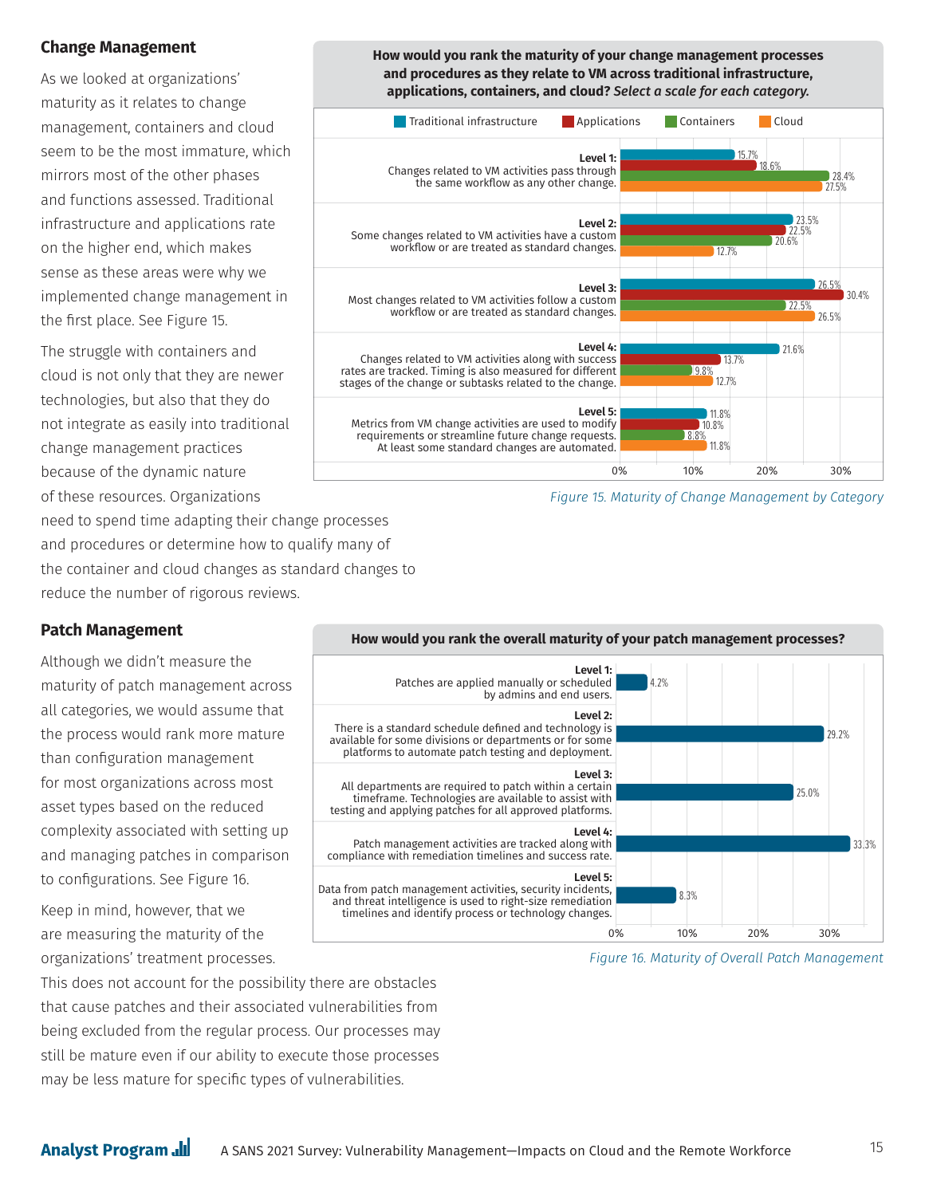## Change Management

As we looked at organizations' maturity as it relates to change management, containers and cloud seem to be the most immature, which mirrors most of the other phases and functions assessed. Traditional infrastructure and applications rate on the higher end, which makes sense as these areas were why we implemented change management in the first place. See Figure 15.

The struggle with containers and cloud is not only that they are newer technologies, but also that they do not integrate as easily into traditional change management practices because of the dynamic nature of these resources. Organizations need to spend time adapting their change processes and procedures or determine how to qualify many of the container and cloud changes as standard changes to reduce the number of rigorous reviews.

**How would you rank the maturity of your change management processes and procedures as they relate to VM across traditional infrastructure, applications, containers, and cloud?** ***Select a scale for each category.***

| Level | Traditional infrastructure | Applications | Containers | Cloud |
|---|---|---|---|---|
| **Level 1:** Changes related to VM activities pass through the same workflow as any other change. | 15.7% | 18.6% | 28.4% | 27.5% |
| **Level 2:** Some changes related to VM activities have a custom workflow or are treated as standard changes. | 23.5% | 22.5% | 20.6% | 12.7% |
| **Level 3:** Most changes related to VM activities follow a custom workflow or are treated as standard changes. | 26.5% | 30.4% | 22.5% | 26.5% |
| **Level 4:** Changes related to VM activities along with success rates are tracked. Timing is also measured for different stages of the change or subtasks related to the change. | 21.6% | 13.7% | 9.8% | 12.7% |
| **Level 5:** Metrics from VM change activities are used to modify requirements or streamline future change requests. At least some standard changes are automated. | 11.8% | 10.8% | 8.8% | 11.8% |

*Figure 15. Maturity of Change Management by Category*

## Patch Management

Although we didn't measure the maturity of patch management across all categories, we would assume that the process would rank more mature than configuration management for most organizations across most asset types based on the reduced complexity associated with setting up and managing patches in comparison to configurations. See Figure 16.

Keep in mind, however, that we are measuring the maturity of the organizations' treatment processes. This does not account for the possibility there are obstacles that cause patches and their associated vulnerabilities from being excluded from the regular process. Our processes may still be mature even if our ability to execute those processes may be less mature for specific types of vulnerabilities.

**How would you rank the overall maturity of your patch management processes?**

| Level | Percentage |
|---|---|
| **Level 1:** Patches are applied manually or scheduled by admins and end users. | 4.2% |
| **Level 2:** There is a standard schedule defined and technology is available for some divisions or departments or for some platforms to automate patch testing and deployment. | 29.2% |
| **Level 3:** All departments are required to patch within a certain timeframe. Technologies are available to assist with testing and applying patches for all approved platforms. | 25.0% |
| **Level 4:** Patch management activities are tracked along with compliance with remediation timelines and success rate. | 33.3% |
| **Level 5:** Data from patch management activities, security incidents, and threat intelligence is used to right-size remediation timelines and identify process or technology changes. | 8.3% |

*Figure 16. Maturity of Overall Patch Management*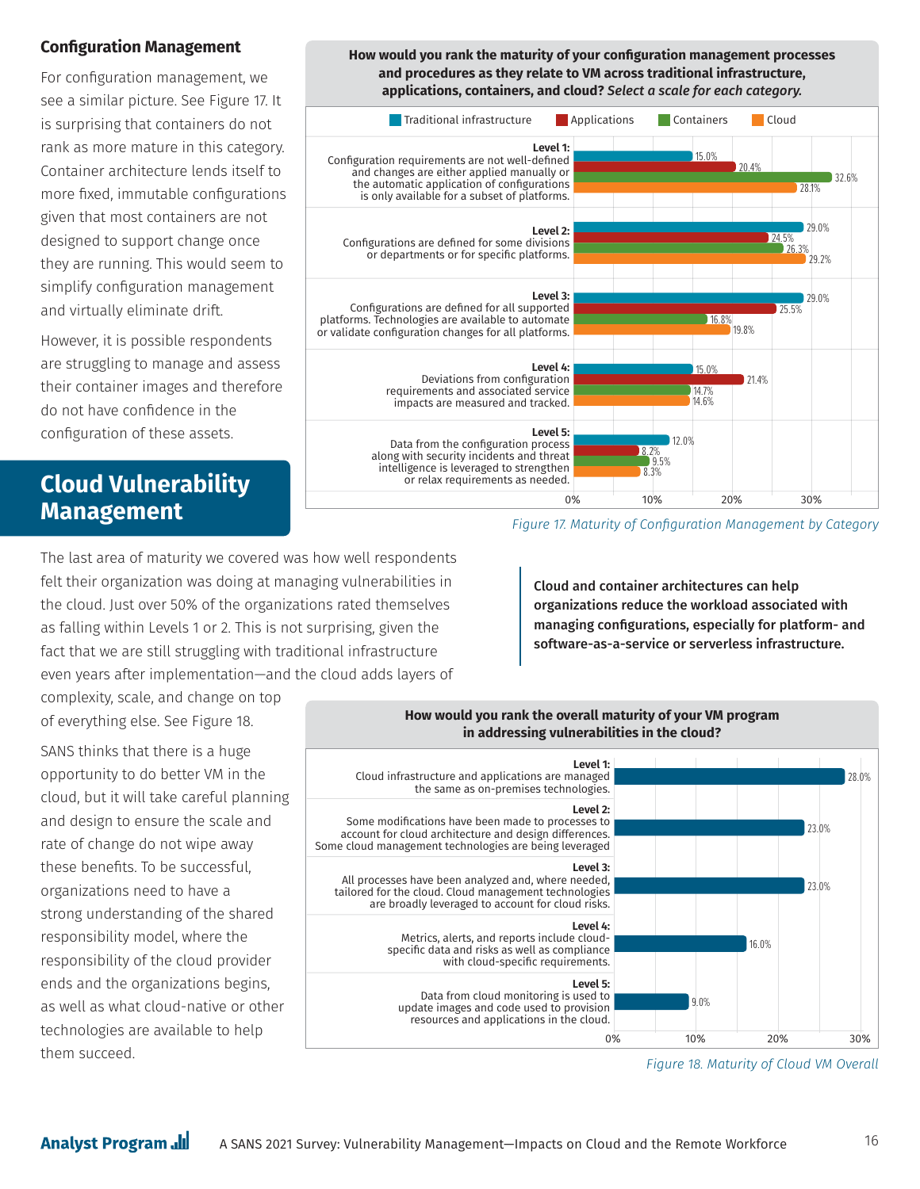### Configuration Management

For configuration management, we see a similar picture. See Figure 17. It is surprising that containers do not rank as more mature in this category. Container architecture lends itself to more fixed, immutable configurations given that most containers are not designed to support change once they are running. This would seem to simplify configuration management and virtually eliminate drift.

However, it is possible respondents are struggling to manage and assess their container images and therefore do not have confidence in the configuration of these assets.

**How would you rank the maturity of your configuration management processes and procedures as they relate to VM across traditional infrastructure, applications, containers, and cloud?** ***Select a scale for each category.***

| Level | Traditional infrastructure | Applications | Containers | Cloud |
|---|---|---|---|---|
| **Level 1:** Configuration requirements are not well-defined and changes are either applied manually or the automatic application of configurations is only available for a subset of platforms. | 15.0% | 20.4% | 32.6% | 28.1% |
| **Level 2:** Configurations are defined for some divisions or departments or for specific platforms. | 29.0% | 24.5% | 26.3% | 29.2% |
| **Level 3:** Configurations are defined for all supported platforms. Technologies are available to automate or validate configuration changes for all platforms. | 29.0% | 25.5% | 16.8% | 19.8% |
| **Level 4:** Deviations from configuration requirements and associated service impacts are measured and tracked. | 15.0% | 21.4% | 14.7% | 14.6% |
| **Level 5:** Data from the configuration process along with security incidents and threat intelligence is leveraged to strengthen or relax requirements as needed. | 12.0% | 8.2% | 9.5% | 8.3% |

*Figure 17. Maturity of Configuration Management by Category*

## Cloud Vulnerability Management

The last area of maturity we covered was how well respondents felt their organization was doing at managing vulnerabilities in the cloud. Just over 50% of the organizations rated themselves as falling within Levels 1 or 2. This is not surprising, given the fact that we are still struggling with traditional infrastructure even years after implementation—and the cloud adds layers of complexity, scale, and change on top of everything else. See Figure 18.

SANS thinks that there is a huge opportunity to do better VM in the cloud, but it will take careful planning and design to ensure the scale and rate of change do not wipe away these benefits. To be successful, organizations need to have a strong understanding of the shared responsibility model, where the responsibility of the cloud provider ends and the organizations begins, as well as what cloud-native or other technologies are available to help them succeed.

**Cloud and container architectures can help organizations reduce the workload associated with managing configurations, especially for platform- and software-as-a-service or serverless infrastructure.**

**How would you rank the overall maturity of your VM program in addressing vulnerabilities in the cloud?**

| Level | Percentage |
|---|---|
| **Level 1:** Cloud infrastructure and applications are managed the same as on-premises technologies. | 28.0% |
| **Level 2:** Some modifications have been made to processes to account for cloud architecture and design differences. Some cloud management technologies are being leveraged | 23.0% |
| **Level 3:** All processes have been analyzed and, where needed, tailored for the cloud. Cloud management technologies are broadly leveraged to account for cloud risks. | 23.0% |
| **Level 4:** Metrics, alerts, and reports include cloud-specific data and risks as well as compliance with cloud-specific requirements. | 16.0% |
| **Level 5:** Data from cloud monitoring is used to update images and code used to provision resources and applications in the cloud. | 9.0% |

*Figure 18. Maturity of Cloud VM Overall*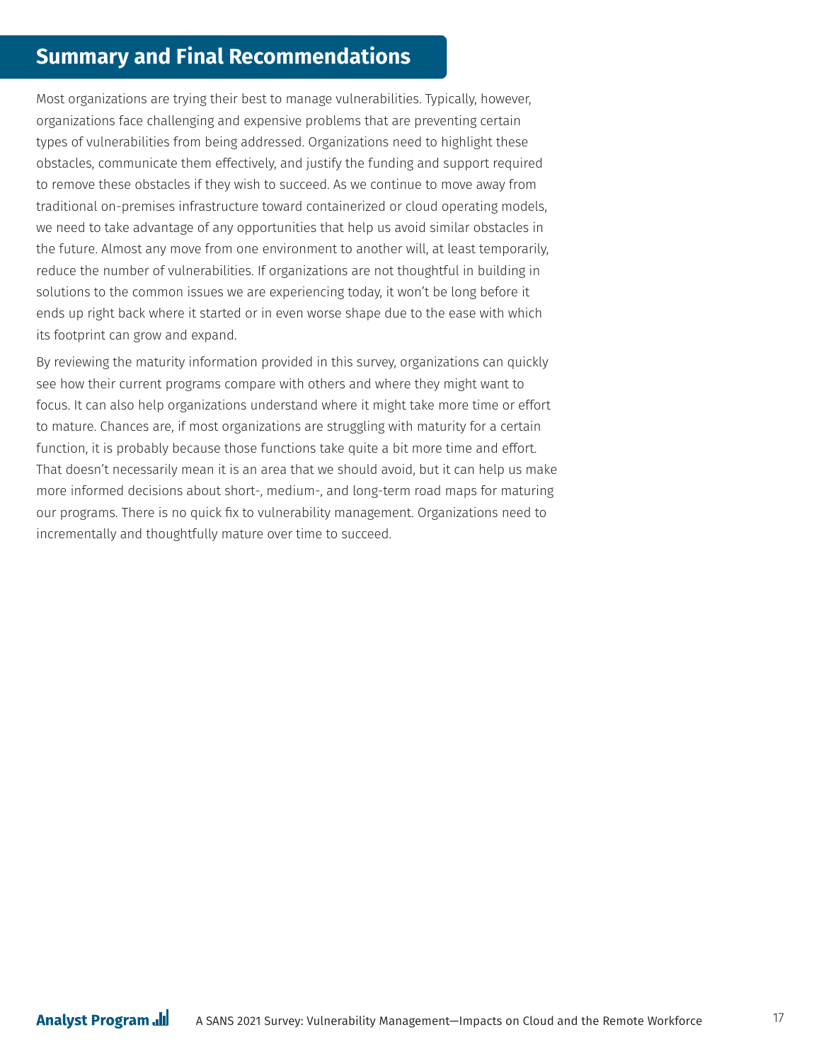## Summary and Final Recommendations

Most organizations are trying their best to manage vulnerabilities. Typically, however, organizations face challenging and expensive problems that are preventing certain types of vulnerabilities from being addressed. Organizations need to highlight these obstacles, communicate them effectively, and justify the funding and support required to remove these obstacles if they wish to succeed. As we continue to move away from traditional on-premises infrastructure toward containerized or cloud operating models, we need to take advantage of any opportunities that help us avoid similar obstacles in the future. Almost any move from one environment to another will, at least temporarily, reduce the number of vulnerabilities. If organizations are not thoughtful in building in solutions to the common issues we are experiencing today, it won't be long before it ends up right back where it started or in even worse shape due to the ease with which its footprint can grow and expand.

By reviewing the maturity information provided in this survey, organizations can quickly see how their current programs compare with others and where they might want to focus. It can also help organizations understand where it might take more time or effort to mature. Chances are, if most organizations are struggling with maturity for a certain function, it is probably because those functions take quite a bit more time and effort. That doesn't necessarily mean it is an area that we should avoid, but it can help us make more informed decisions about short-, medium-, and long-term road maps for maturing our programs. There is no quick fix to vulnerability management. Organizations need to incrementally and thoughtfully mature over time to succeed.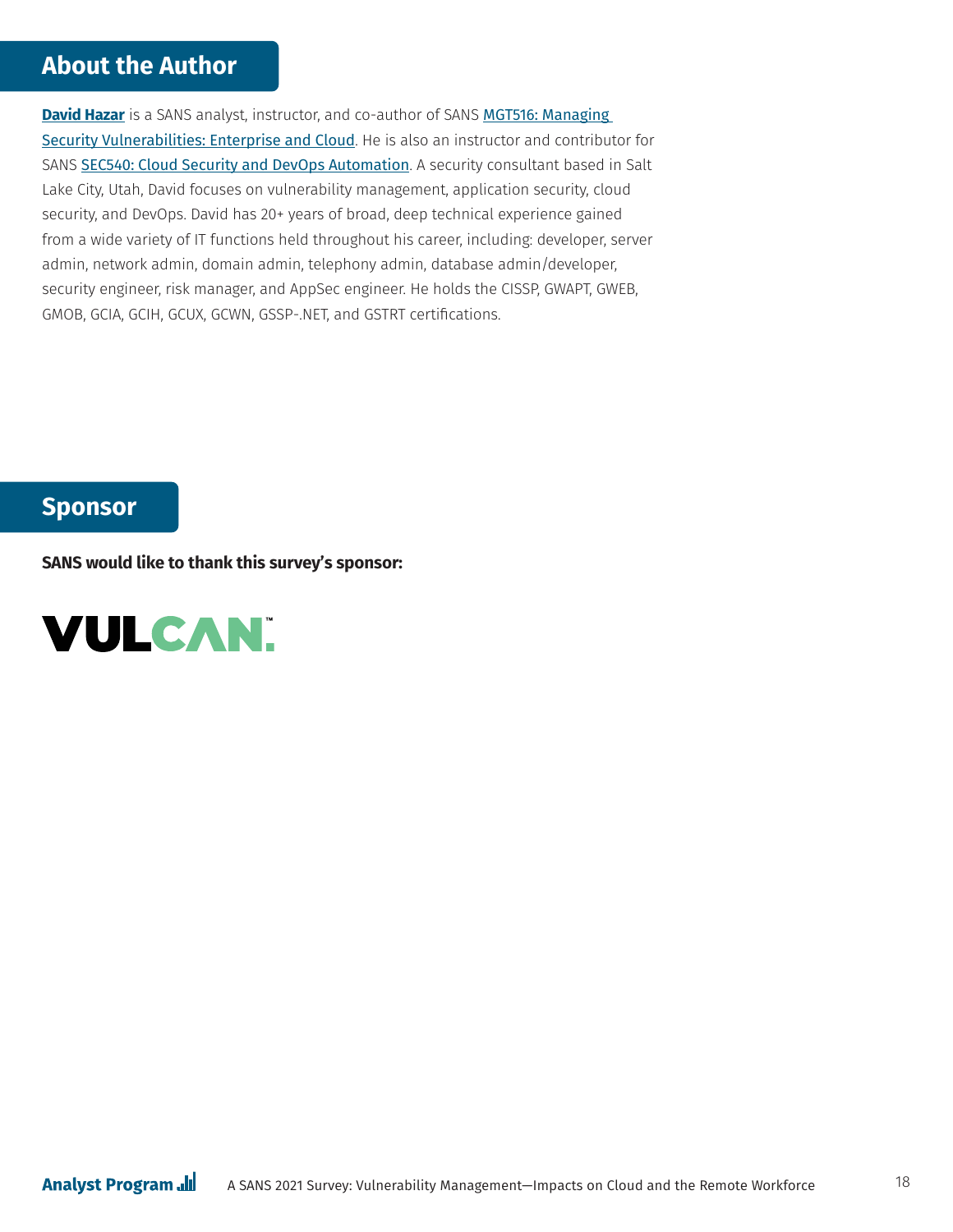## About the Author

**David Hazar** is a SANS analyst, instructor, and co-author of SANS MGT516: Managing Security Vulnerabilities: Enterprise and Cloud. He is also an instructor and contributor for SANS SEC540: Cloud Security and DevOps Automation. A security consultant based in Salt Lake City, Utah, David focuses on vulnerability management, application security, cloud security, and DevOps. David has 20+ years of broad, deep technical experience gained from a wide variety of IT functions held throughout his career, including: developer, server admin, network admin, domain admin, telephony admin, database admin/developer, security engineer, risk manager, and AppSec engineer. He holds the CISSP, GWAPT, GWEB, GMOB, GCIA, GCIH, GCUX, GCWN, GSSP-.NET, and GSTRT certifications.

## Sponsor

**SANS would like to thank this survey's sponsor:**

VULCAN.